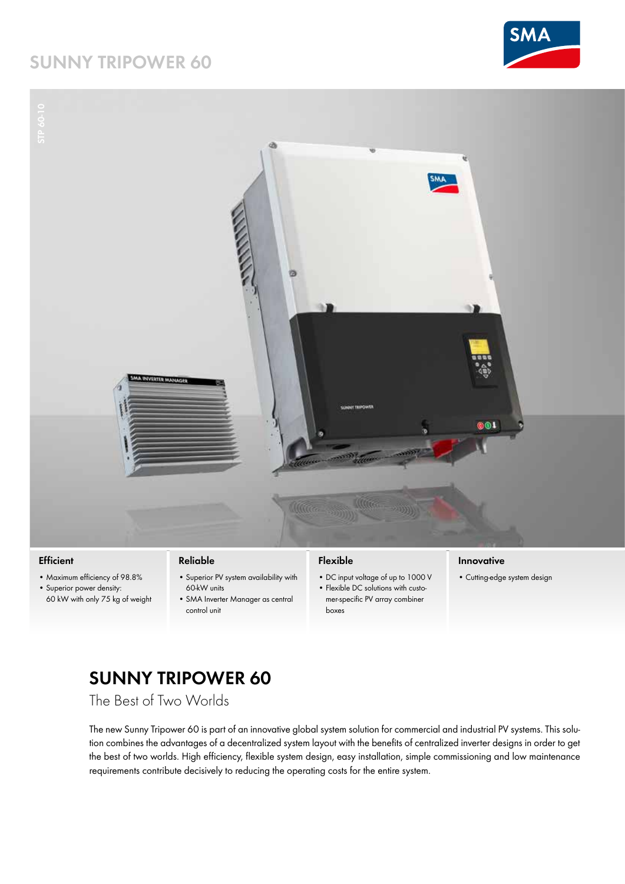# SUNNY TRIPOWER 60

STP 60-10

### Efficient

- Maximum efficiency of 98.8%
- Superior power density: 60 kW with only 75 kg of weight

### Reliable

- Superior PV system availability with 60-kW units
- SMA Inverter Manager as central control unit

### Flexible

- DC input voltage of up to 1000 V
- Flexible DC solutions with customer-specific PV array combiner boxes

### Innovative

- Cutting-edge system design

## SUNNY TRIPOWER 60

The Best of Two Worlds

The new Sunny Tripower 60 is part of an innovative global system solution for commercial and industrial PV systems. This solution combines the advantages of a decentralized system layout with the benefits of centralized inverter designs in order to get the best of two worlds. High efficiency, flexible system design, easy installation, simple commissioning and low maintenance requirements contribute decisively to reducing the operating costs for the entire system.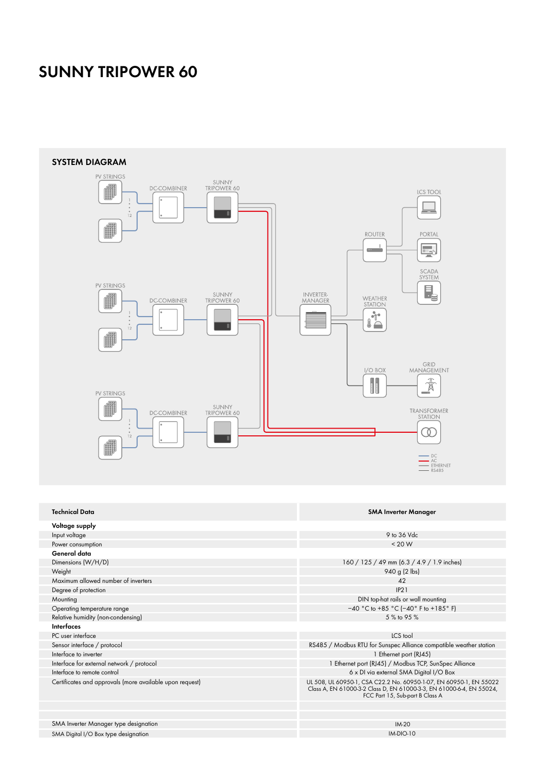# SUNNY TRIPOWER 60

## SYSTEM DIAGRAM

PV STRINGS

DC-COMBINER

SUNNY TRIPOWER 60

PV STRINGS

DC-COMBINER

SUNNY TRIPOWER 60

PV STRINGS

DC-COMBINER

SUNNY TRIPOWER 60

INVERTER-MANAGER

ROUTER

LCS TOOL

PORTAL

SCADA SYSTEM

WEATHER STATION

I/O BOX

GRID MANAGEMENT

TRANSFORMER STATION

DC
AC
ETHERNET
RS485

| Technical Data | SMA Inverter Manager |
|---|---|
| **Voltage supply** | |
| Input voltage | 9 to 36 Vdc |
| Power consumption | < 20 W |
| **General data** | |
| Dimensions (W/H/D) | 160 / 125 / 49 mm (6.3 / 4.9 / 1.9 inches) |
| Weight | 940 g (2 lbs) |
| Maximum allowed number of inverters | 42 |
| Degree of protection | IP21 |
| Mounting | DIN top-hat rails or wall mounting |
| Operating temperature range | −40 °C to +85 °C (−40° F to +185° F) |
| Relative humidity (non-condensing) | 5 % to 95 % |
| **Interfaces** | |
| PC user interface | LCS tool |
| Sensor interface / protocol | RS485 / Modbus RTU for Sunspec Alliance compatible weather station |
| Interface to inverter | 1 Ethernet port (RJ45) |
| Interface for external network / protocol | 1 Ethernet port (RJ45) / Modbus TCP, SunSpec Alliance |
| Interface to remote control | 6 x DI via external SMA Digital I/O Box |
| Certificates and approvals (more available upon request) | UL 508, UL 60950-1, CSA C22.2 No. 60950-1-07, EN 60950-1, EN 55022 Class A, EN 61000-3-2 Class D, EN 61000-3-3, EN 61000-6-4, EN 55024, FCC Part 15, Sub-part B Class A |
| | |
| | |
| SMA Inverter Manager type designation | IM-20 |
| SMA Digital I/O Box type designation | IM-DIO-10 |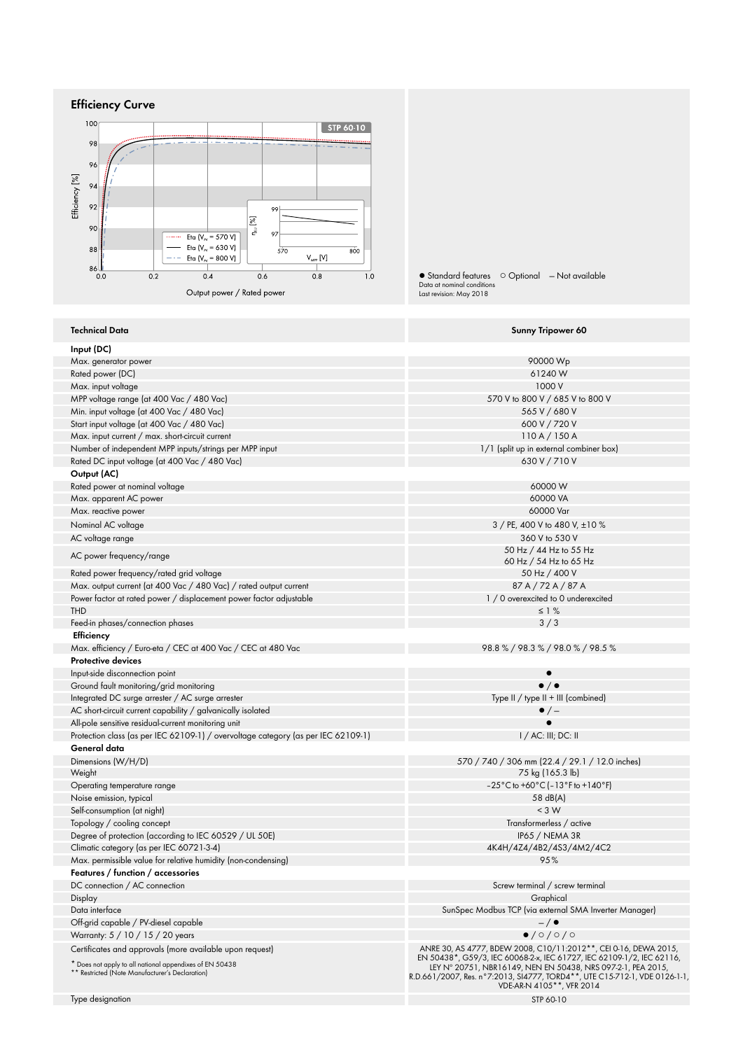## Efficiency Curve

● Standard features ○ Optional — Not available
Data at nominal conditions
Last revision: May 2018

| Technical Data | Sunny Tripower 60 |
|---|---|
| **Input (DC)** | |
| Max. generator power | 90000 Wp |
| Rated power (DC) | 61240 W |
| Max. input voltage | 1000 V |
| MPP voltage range (at 400 Vac / 480 Vac) | 570 V to 800 V / 685 V to 800 V |
| Min. input voltage (at 400 Vac / 480 Vac) | 565 V / 680 V |
| Start input voltage (at 400 Vac / 480 Vac) | 600 V / 720 V |
| Max. input current / max. short-circuit current | 110 A / 150 A |
| Number of independent MPP inputs/strings per MPP input | 1/1 (split up in external combiner box) |
| Rated DC input voltage (at 400 Vac / 480 Vac) | 630 V / 710 V |
| **Output (AC)** | |
| Rated power at nominal voltage | 60000 W |
| Max. apparent AC power | 60000 VA |
| Max. reactive power | 60000 Var |
| Nominal AC voltage | 3 / PE, 400 V to 480 V, ±10 % |
| AC voltage range | 360 V to 530 V |
| AC power frequency/range | 50 Hz / 44 Hz to 55 Hz<br>60 Hz / 54 Hz to 65 Hz |
| Rated power frequency/rated grid voltage | 50 Hz / 400 V |
| Max. output current (at 400 Vac / 480 Vac) / rated output current | 87 A / 72 A / 87 A |
| Power factor at rated power / displacement power factor adjustable | 1 / 0 overexcited to 0 underexcited |
| THD | ≤ 1 % |
| Feed-in phases/connection phases | 3 / 3 |
| **Efficiency** | |
| Max. efficiency / Euro-eta / CEC at 400 Vac / CEC at 480 Vac | 98.8 % / 98.3 % / 98.0 % / 98.5 % |
| **Protective devices** | |
| Input-side disconnection point | ● |
| Ground fault monitoring/grid monitoring | ● / ● |
| Integrated DC surge arrester / AC surge arrester | Type II / type II + III (combined) |
| AC short-circuit current capability / galvanically isolated | ● / – |
| All-pole sensitive residual-current monitoring unit | ● |
| Protection class (as per IEC 62109-1) / overvoltage category (as per IEC 62109-1) | I / AC: III; DC: II |
| **General data** | |
| Dimensions (W/H/D) | 570 / 740 / 306 mm (22.4 / 29.1 / 12.0 inches) |
| Weight | 75 kg (165.3 lb) |
| Operating temperature range | –25°C to +60°C (–13°F to +140°F) |
| Noise emission, typical | 58 dB(A) |
| Self-consumption (at night) | < 3 W |
| Topology / cooling concept | Transformerless / active |
| Degree of protection (according to IEC 60529 / UL 50E) | IP65 / NEMA 3R |
| Climatic category (as per IEC 60721-3-4) | 4K4H/4Z4/4B2/4S3/4M2/4C2 |
| Max. permissible value for relative humidity (non-condensing) | 95% |
| **Features / function / accessories** | |
| DC connection / AC connection | Screw terminal / screw terminal |
| Display | Graphical |
| Data interface | SunSpec Modbus TCP (via external SMA Inverter Manager) |
| Off-grid capable / PV-diesel capable | – / ● |
| Warranty: 5 / 10 / 15 / 20 years | ● / ○ / ○ / ○ |
| Certificates and approvals (more available upon request)<br>* Does not apply to all national appendixes of EN 50438<br>** Restricted (Note Manufacturer's Declaration) | ANRE 30, AS 4777, BDEW 2008, C10/11:2012**, CEI 0-16, DEWA 2015, EN 50438*, G59/3, IEC 60068-2-x, IEC 61727, IEC 62109-1/2, IEC 62116, LEY N° 20751, NBR16149, NEN EN 50438, NRS 097-2-1, PEA 2015, R.D.661/2007, Res. n°7:2013, SI4777, TORD4**, UTE C15-712-1, VDE 0126-1-1, VDE-AR-N 4105**, VFR 2014 |
| Type designation | STP 60-10 |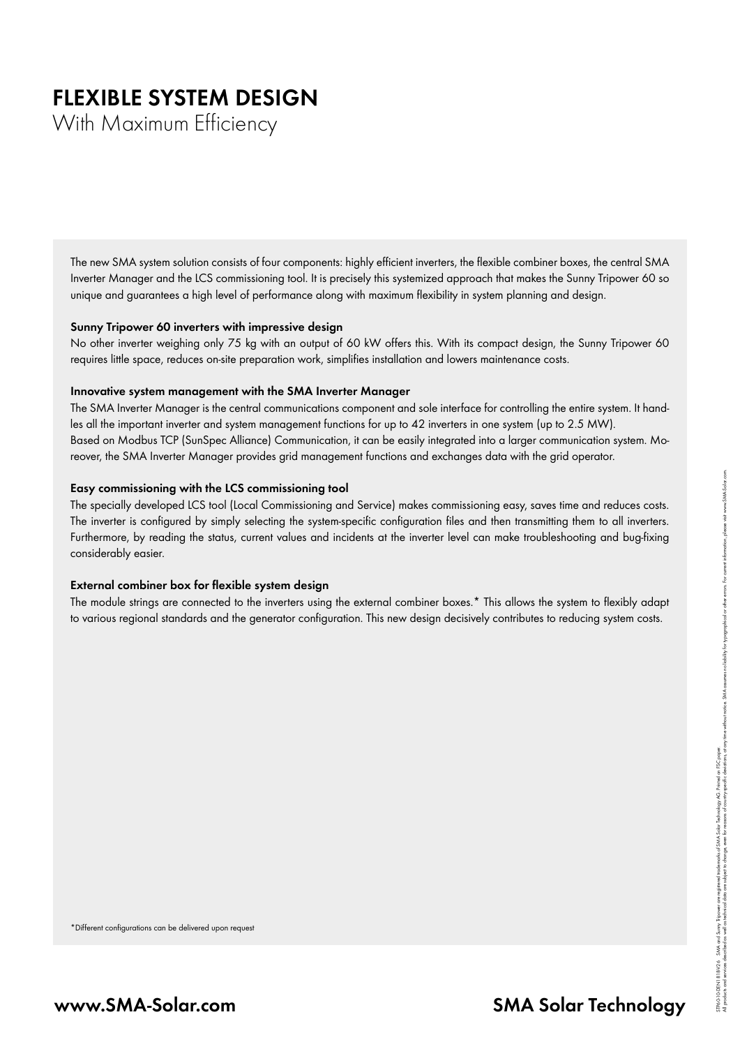# FLEXIBLE SYSTEM DESIGN

With Maximum Efficiency

The new SMA system solution consists of four components: highly efficient inverters, the flexible combiner boxes, the central SMA Inverter Manager and the LCS commissioning tool. It is precisely this systemized approach that makes the Sunny Tripower 60 so unique and guarantees a high level of performance along with maximum flexibility in system planning and design.

**Sunny Tripower 60 inverters with impressive design**

No other inverter weighing only 75 kg with an output of 60 kW offers this. With its compact design, the Sunny Tripower 60 requires little space, reduces on-site preparation work, simplifies installation and lowers maintenance costs.

**Innovative system management with the SMA Inverter Manager**

The SMA Inverter Manager is the central communications component and sole interface for controlling the entire system. It handles all the important inverter and system management functions for up to 42 inverters in one system (up to 2.5 MW).
Based on Modbus TCP (SunSpec Alliance) Communication, it can be easily integrated into a larger communication system. Moreover, the SMA Inverter Manager provides grid management functions and exchanges data with the grid operator.

**Easy commissioning with the LCS commissioning tool**

The specially developed LCS tool (Local Commissioning and Service) makes commissioning easy, saves time and reduces costs. The inverter is configured by simply selecting the system-specific configuration files and then transmitting them to all inverters. Furthermore, by reading the status, current values and incidents at the inverter level can make troubleshooting and bug-fixing considerably easier.

**External combiner box for flexible system design**

The module strings are connected to the inverters using the external combiner boxes.* This allows the system to flexibly adapt to various regional standards and the generator configuration. This new design decisively contributes to reducing system costs.

*Different configurations can be delivered upon request

**www.SMA-Solar.com** **SMA Solar Technology**

STP60-10-DEN1818-V26 SMA and Sunny Tripower are registered trademarks of SMA Solar Technology AG. Printed on FSC paper. All products and services described as well as technical data are subject to change, even for reasons of country-specific deviations, at any time without notice. SMA assumes no liability for typographical or other errors. For current information, please visit www.SMA-Solar.com.